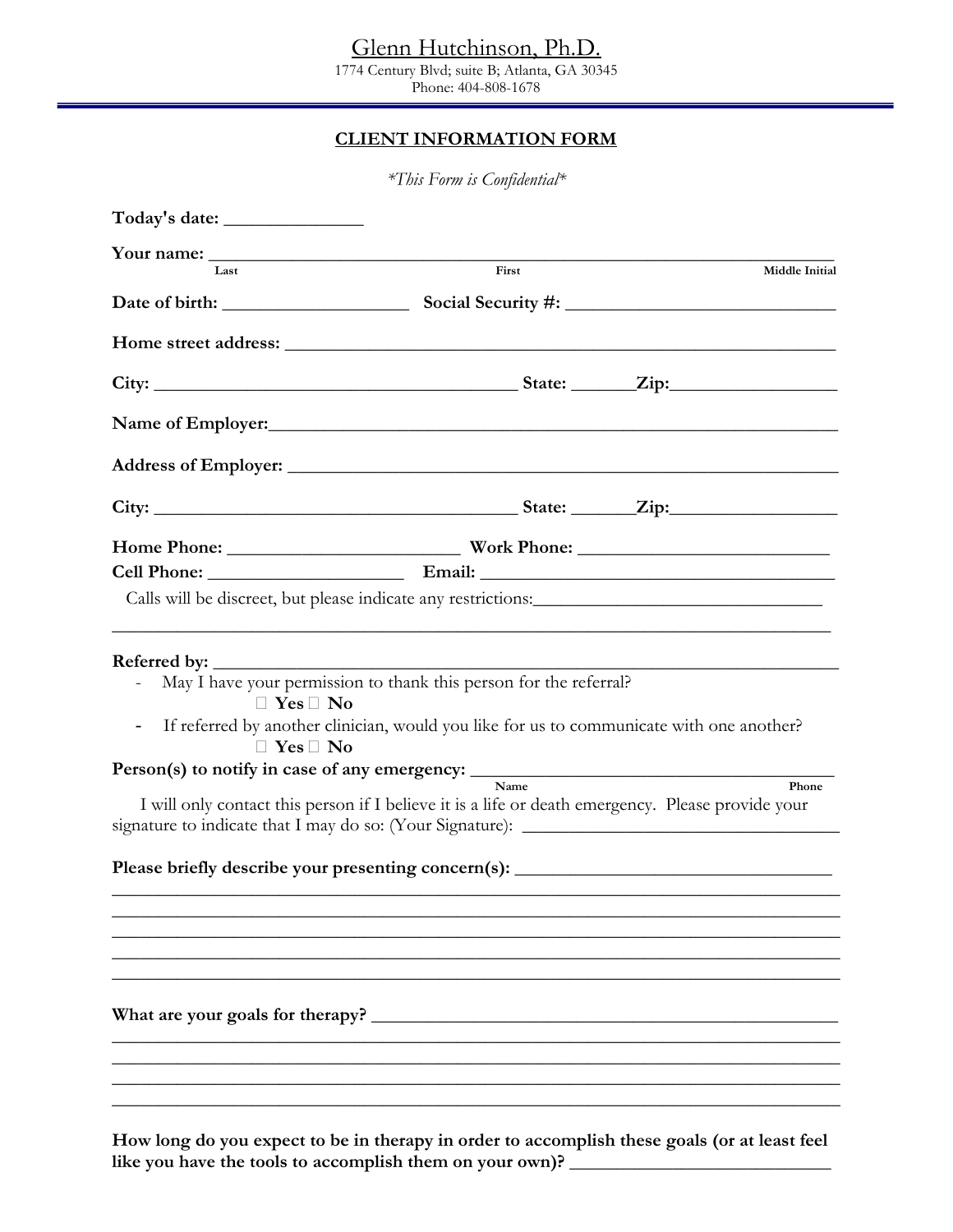# Glenn Hutchinson, Ph.D.

1774 Century Blvd; suite B; Atlanta, GA 30345
Phone: 404-808-1678

## CLIENT INFORMATION FORM

*\*This Form is Confidential\**

**Today's date:** _______________

**Your name:** ____________________________________________________________________
Last — First — Middle Initial

**Date of birth:** ____________________ **Social Security #:** ______________________________

**Home street address:** _______________________________________________________________

**City:** ________________________________________ **State:** _______ **Zip:** ___________________

**Name of Employer:** _________________________________________________________________

**Address of Employer:** _______________________________________________________________

**City:** ________________________________________ **State:** _______ **Zip:** ___________________

**Home Phone:** __________________________ **Work Phone:** ____________________________

**Cell Phone:** ______________________ **Email:** ___________________________________________

Calls will be discreet, but please indicate any restrictions: _________________________________

__________________________________________________________________________________

**Referred by:** ________________________________________________________________________

- May I have your permission to thank this person for the referral?
  ☐ **Yes** ☐ **No**
- If referred by another clinician, would you like for us to communicate with one another?
  ☐ **Yes** ☐ **No**

**Person(s) to notify in case of any emergency:** ________________________________________
Name — Phone

I will only contact this person if I believe it is a life or death emergency. Please provide your signature to indicate that I may do so: (Your Signature): ____________________________________

**Please briefly describe your presenting concern(s):** ____________________________________

__________________________________________________________________________________

__________________________________________________________________________________

__________________________________________________________________________________

__________________________________________________________________________________

__________________________________________________________________________________

**What are your goals for therapy?** ____________________________________________________

__________________________________________________________________________________

__________________________________________________________________________________

__________________________________________________________________________________

__________________________________________________________________________________

**How long do you expect to be in therapy in order to accomplish these goals (or at least feel like you have the tools to accomplish them on your own)?** _____________________________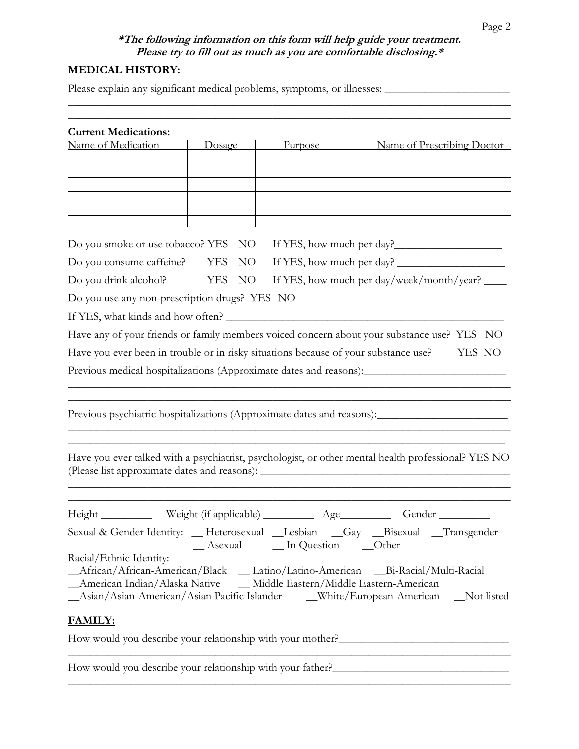***\*The following information on this form will help guide your treatment. Please try to fill out as much as you are comfortable disclosing.\****

## MEDICAL HISTORY:

Please explain any significant medical problems, symptoms, or illnesses: ______________________

________________________________________________________________________________

________________________________________________________________________________

**Current Medications:**

| Name of Medication | Dosage | Purpose | Name of Prescribing Doctor |
|---|---|---|---|
| | | | |
| | | | |
| | | | |
| | | | |
| | | | |
| | | | |

Do you smoke or use tobacco? YES NO If YES, how much per day?___________________

Do you consume caffeine? YES NO If YES, how much per day? ___________________

Do you drink alcohol? YES NO If YES, how much per day/week/month/year? ____

Do you use any non-prescription drugs? YES NO

If YES, what kinds and how often? _________________________________________________

Have any of your friends or family members voiced concern about your substance use? YES NO

Have you ever been in trouble or in risky situations because of your substance use? YES NO

Previous medical hospitalizations (Approximate dates and reasons):_________________________

________________________________________________________________________________

________________________________________________________________________________

Previous psychiatric hospitalizations (Approximate dates and reasons):_______________________

________________________________________________________________________________

________________________________________________________________________________

Have you ever talked with a psychiatrist, psychologist, or other mental health professional? YES NO (Please list approximate dates and reasons): _____________________________________________

________________________________________________________________________________

________________________________________________________________________________

Height _________ Weight (if applicable) _________ Age_________ Gender _________

Sexual & Gender Identity: __ Heterosexual __Lesbian __Gay __Bisexual __Transgender __ Asexual __ In Question __Other

Racial/Ethnic Identity:
__African/African-American/Black __ Latino/Latino-American __Bi-Racial/Multi-Racial
__American Indian/Alaska Native __ Middle Eastern/Middle Eastern-American
__Asian/Asian-American/Asian Pacific Islander __White/European-American __Not listed

## FAMILY:

How would you describe your relationship with your mother?______________________________

________________________________________________________________________________

How would you describe your relationship with your father?_______________________________

________________________________________________________________________________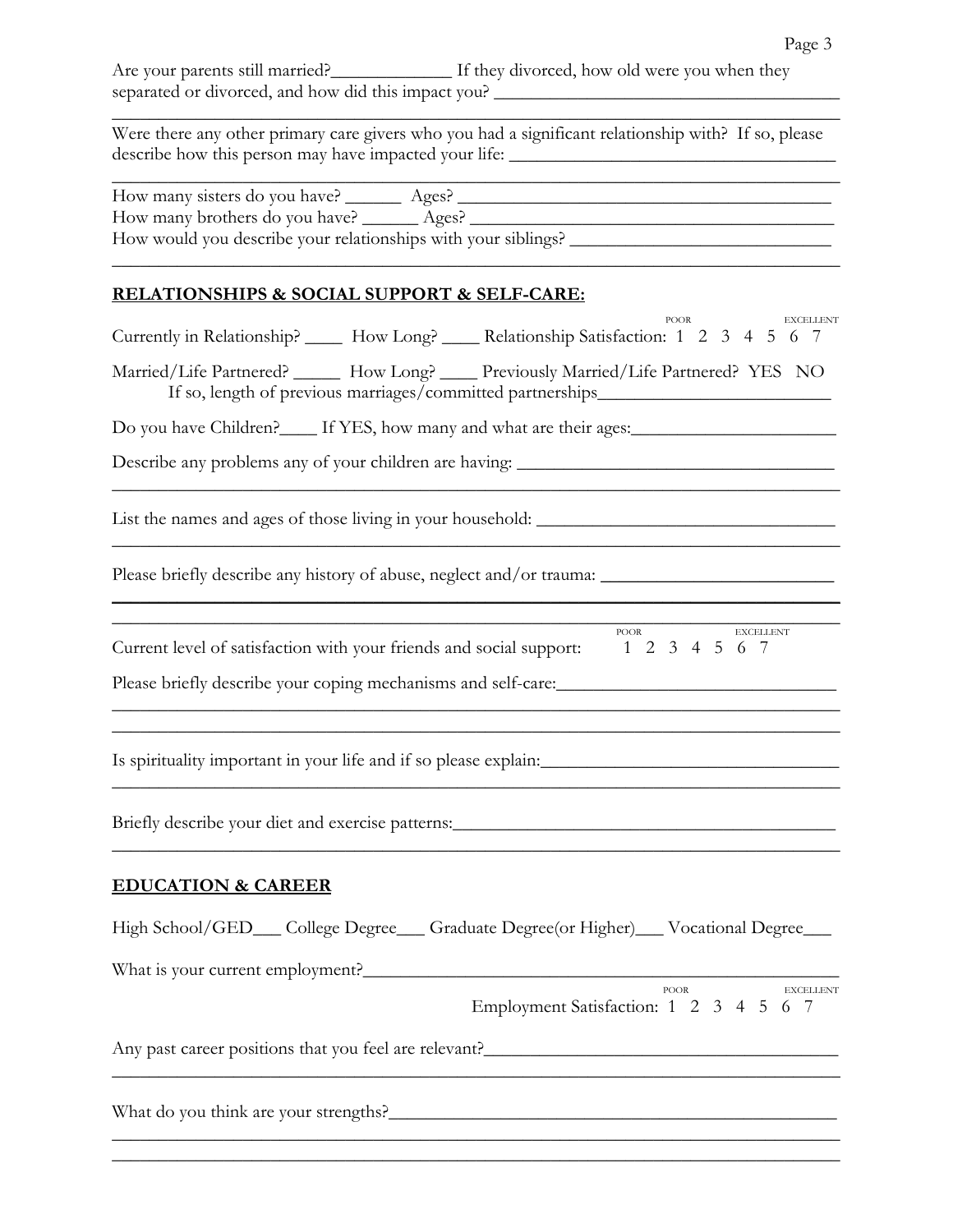Are your parents still married?_____________ If they divorced, how old were you when they separated or divorced, and how did this impact you? ______________________________________
_____________________________________________________________________________

Were there any other primary care givers who you had a significant relationship with? If so, please describe how this person may have impacted your life: ___________________________________
_____________________________________________________________________________

How many sisters do you have? ______ Ages? ________________________________________
How many brothers do you have? ______ Ages? ______________________________________
How would you describe your relationships with your siblings? ____________________________
_____________________________________________________________________________

## RELATIONSHIPS & SOCIAL SUPPORT & SELF-CARE:

Currently in Relationship? ____ How Long? ____ Relationship Satisfaction: (POOR) 1 2 3 4 5 6 7 (EXCELLENT)

Married/Life Partnered? _____ How Long? ____ Previously Married/Life Partnered? YES NO
If so, length of previous marriages/committed partnerships_________________________

Do you have Children?____ If YES, how many and what are their ages:______________________

Describe any problems any of your children are having: ___________________________________
_____________________________________________________________________________

List the names and ages of those living in your household: _________________________________
_____________________________________________________________________________

Please briefly describe any history of abuse, neglect and/or trauma: __________________________
_____________________________________________________________________________
_____________________________________________________________________________

Current level of satisfaction with your friends and social support: (POOR) 1 2 3 4 5 6 7 (EXCELLENT)

Please briefly describe your coping mechanisms and self-care:______________________________
_____________________________________________________________________________
_____________________________________________________________________________

Is spirituality important in your life and if so please explain:________________________________
_____________________________________________________________________________

Briefly describe your diet and exercise patterns:__________________________________________
_____________________________________________________________________________

## EDUCATION & CAREER

High School/GED___ College Degree___ Graduate Degree(or Higher)___ Vocational Degree___

What is your current employment?____________________________________________________

Employment Satisfaction: (POOR) 1 2 3 4 5 6 7 (EXCELLENT)

Any past career positions that you feel are relevant?______________________________________
_____________________________________________________________________________

What do you think are your strengths?__________________________________________________
_____________________________________________________________________________
_____________________________________________________________________________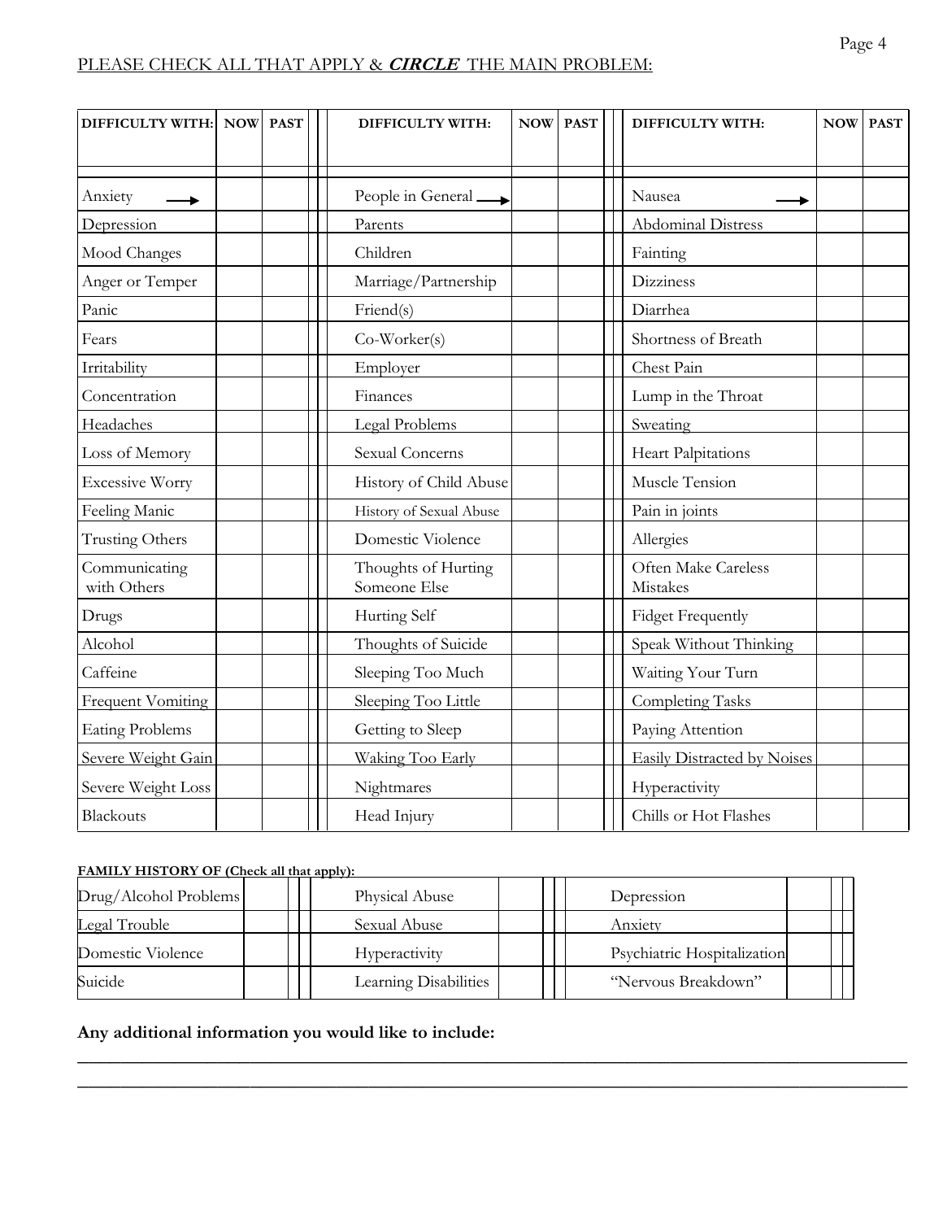PLEASE CHECK ALL THAT APPLY & ***CIRCLE*** THE MAIN PROBLEM:

| DIFFICULTY WITH: | NOW | PAST | DIFFICULTY WITH: | NOW | PAST | DIFFICULTY WITH: | NOW | PAST |
|---|---|---|---|---|---|---|---|---|
| Anxiety → | | | People in General → | | | Nausea → | | |
| Depression | | | Parents | | | Abdominal Distress | | |
| Mood Changes | | | Children | | | Fainting | | |
| Anger or Temper | | | Marriage/Partnership | | | Dizziness | | |
| Panic | | | Friend(s) | | | Diarrhea | | |
| Fears | | | Co-Worker(s) | | | Shortness of Breath | | |
| Irritability | | | Employer | | | Chest Pain | | |
| Concentration | | | Finances | | | Lump in the Throat | | |
| Headaches | | | Legal Problems | | | Sweating | | |
| Loss of Memory | | | Sexual Concerns | | | Heart Palpitations | | |
| Excessive Worry | | | History of Child Abuse | | | Muscle Tension | | |
| Feeling Manic | | | History of Sexual Abuse | | | Pain in joints | | |
| Trusting Others | | | Domestic Violence | | | Allergies | | |
| Communicating with Others | | | Thoughts of Hurting Someone Else | | | Often Make Careless Mistakes | | |
| Drugs | | | Hurting Self | | | Fidget Frequently | | |
| Alcohol | | | Thoughts of Suicide | | | Speak Without Thinking | | |
| Caffeine | | | Sleeping Too Much | | | Waiting Your Turn | | |
| Frequent Vomiting | | | Sleeping Too Little | | | Completing Tasks | | |
| Eating Problems | | | Getting to Sleep | | | Paying Attention | | |
| Severe Weight Gain | | | Waking Too Early | | | Easily Distracted by Noises | | |
| Severe Weight Loss | | | Nightmares | | | Hyperactivity | | |
| Blackouts | | | Head Injury | | | Chills or Hot Flashes | | |

**FAMILY HISTORY OF (Check all that apply):**

| | | | | | |
|---|---|---|---|---|---|
| Drug/Alcohol Problems | | Physical Abuse | | Depression | |
| Legal Trouble | | Sexual Abuse | | Anxiety | |
| Domestic Violence | | Hyperactivity | | Psychiatric Hospitalization | |
| Suicide | | Learning Disabilities | | "Nervous Breakdown" | |

**Any additional information you would like to include:**

________________________________________________________________________________

________________________________________________________________________________